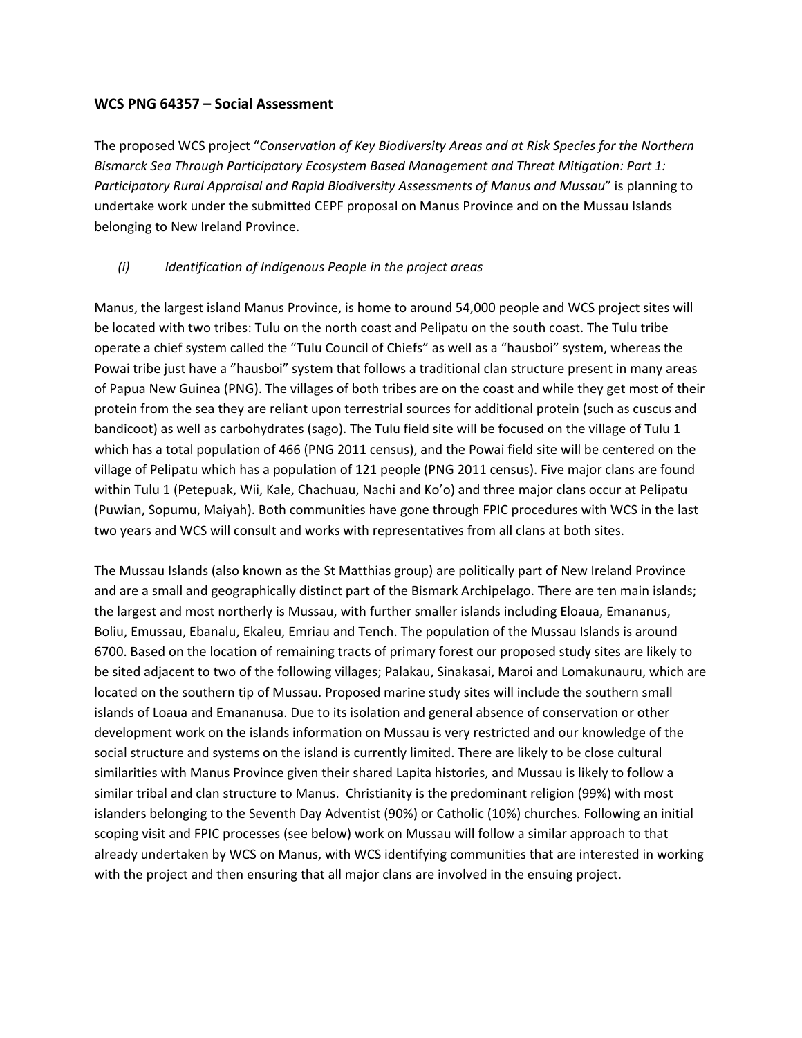**WCS PNG 64357 – Social Assessment**

The proposed WCS project "*Conservation of Key Biodiversity Areas and at Risk Species for the Northern Bismarck Sea Through Participatory Ecosystem Based Management and Threat Mitigation: Part 1: Participatory Rural Appraisal and Rapid Biodiversity Assessments of Manus and Mussau*" is planning to undertake work under the submitted CEPF proposal on Manus Province and on the Mussau Islands belonging to New Ireland Province.

*(i) Identification of Indigenous People in the project areas*

Manus, the largest island Manus Province, is home to around 54,000 people and WCS project sites will be located with two tribes: Tulu on the north coast and Pelipatu on the south coast. The Tulu tribe operate a chief system called the "Tulu Council of Chiefs" as well as a "hausboi" system, whereas the Powai tribe just have a "hausboi" system that follows a traditional clan structure present in many areas of Papua New Guinea (PNG). The villages of both tribes are on the coast and while they get most of their protein from the sea they are reliant upon terrestrial sources for additional protein (such as cuscus and bandicoot) as well as carbohydrates (sago). The Tulu field site will be focused on the village of Tulu 1 which has a total population of 466 (PNG 2011 census), and the Powai field site will be centered on the village of Pelipatu which has a population of 121 people (PNG 2011 census). Five major clans are found within Tulu 1 (Petepuak, Wii, Kale, Chachuau, Nachi and Ko'o) and three major clans occur at Pelipatu (Puwian, Sopumu, Maiyah). Both communities have gone through FPIC procedures with WCS in the last two years and WCS will consult and works with representatives from all clans at both sites.

The Mussau Islands (also known as the St Matthias group) are politically part of New Ireland Province and are a small and geographically distinct part of the Bismark Archipelago. There are ten main islands; the largest and most northerly is Mussau, with further smaller islands including Eloaua, Emananus, Boliu, Emussau, Ebanalu, Ekaleu, Emriau and Tench. The population of the Mussau Islands is around 6700. Based on the location of remaining tracts of primary forest our proposed study sites are likely to be sited adjacent to two of the following villages; Palakau, Sinakasai, Maroi and Lomakunauru, which are located on the southern tip of Mussau. Proposed marine study sites will include the southern small islands of Loaua and Emananusa. Due to its isolation and general absence of conservation or other development work on the islands information on Mussau is very restricted and our knowledge of the social structure and systems on the island is currently limited. There are likely to be close cultural similarities with Manus Province given their shared Lapita histories, and Mussau is likely to follow a similar tribal and clan structure to Manus. Christianity is the predominant religion (99%) with most islanders belonging to the Seventh Day Adventist (90%) or Catholic (10%) churches. Following an initial scoping visit and FPIC processes (see below) work on Mussau will follow a similar approach to that already undertaken by WCS on Manus, with WCS identifying communities that are interested in working with the project and then ensuring that all major clans are involved in the ensuing project.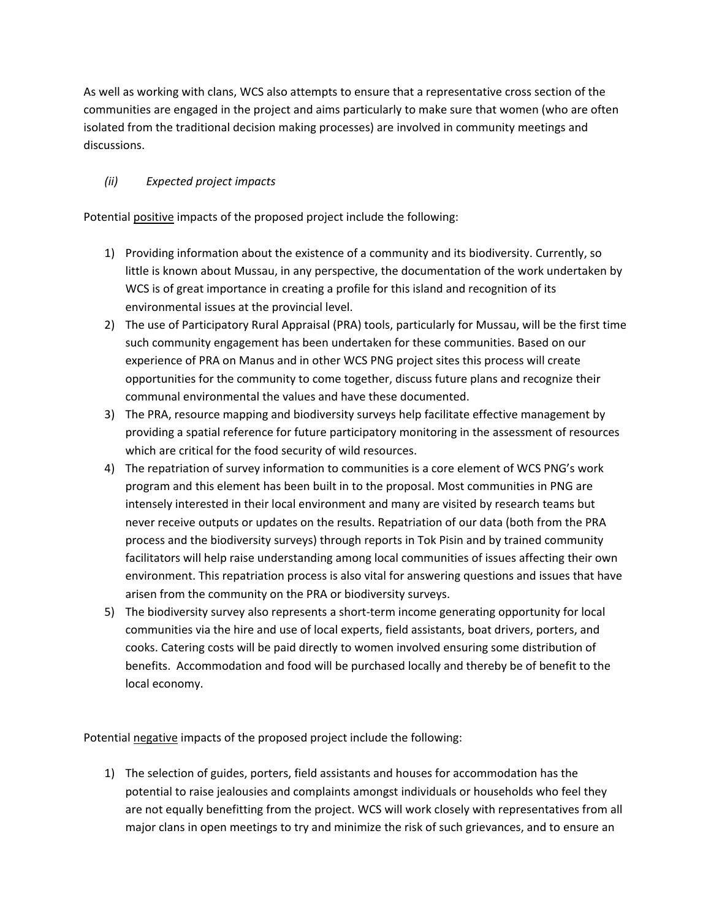As well as working with clans, WCS also attempts to ensure that a representative cross section of the communities are engaged in the project and aims particularly to make sure that women (who are often isolated from the traditional decision making processes) are involved in community meetings and discussions.

*(ii) Expected project impacts*

Potential <u>positive</u> impacts of the proposed project include the following:

1) Providing information about the existence of a community and its biodiversity. Currently, so little is known about Mussau, in any perspective, the documentation of the work undertaken by WCS is of great importance in creating a profile for this island and recognition of its environmental issues at the provincial level.
2) The use of Participatory Rural Appraisal (PRA) tools, particularly for Mussau, will be the first time such community engagement has been undertaken for these communities. Based on our experience of PRA on Manus and in other WCS PNG project sites this process will create opportunities for the community to come together, discuss future plans and recognize their communal environmental the values and have these documented.
3) The PRA, resource mapping and biodiversity surveys help facilitate effective management by providing a spatial reference for future participatory monitoring in the assessment of resources which are critical for the food security of wild resources.
4) The repatriation of survey information to communities is a core element of WCS PNG's work program and this element has been built in to the proposal. Most communities in PNG are intensely interested in their local environment and many are visited by research teams but never receive outputs or updates on the results. Repatriation of our data (both from the PRA process and the biodiversity surveys) through reports in Tok Pisin and by trained community facilitators will help raise understanding among local communities of issues affecting their own environment. This repatriation process is also vital for answering questions and issues that have arisen from the community on the PRA or biodiversity surveys.
5) The biodiversity survey also represents a short-term income generating opportunity for local communities via the hire and use of local experts, field assistants, boat drivers, porters, and cooks. Catering costs will be paid directly to women involved ensuring some distribution of benefits. Accommodation and food will be purchased locally and thereby be of benefit to the local economy.

Potential <u>negative</u> impacts of the proposed project include the following:

1) The selection of guides, porters, field assistants and houses for accommodation has the potential to raise jealousies and complaints amongst individuals or households who feel they are not equally benefitting from the project. WCS will work closely with representatives from all major clans in open meetings to try and minimize the risk of such grievances, and to ensure an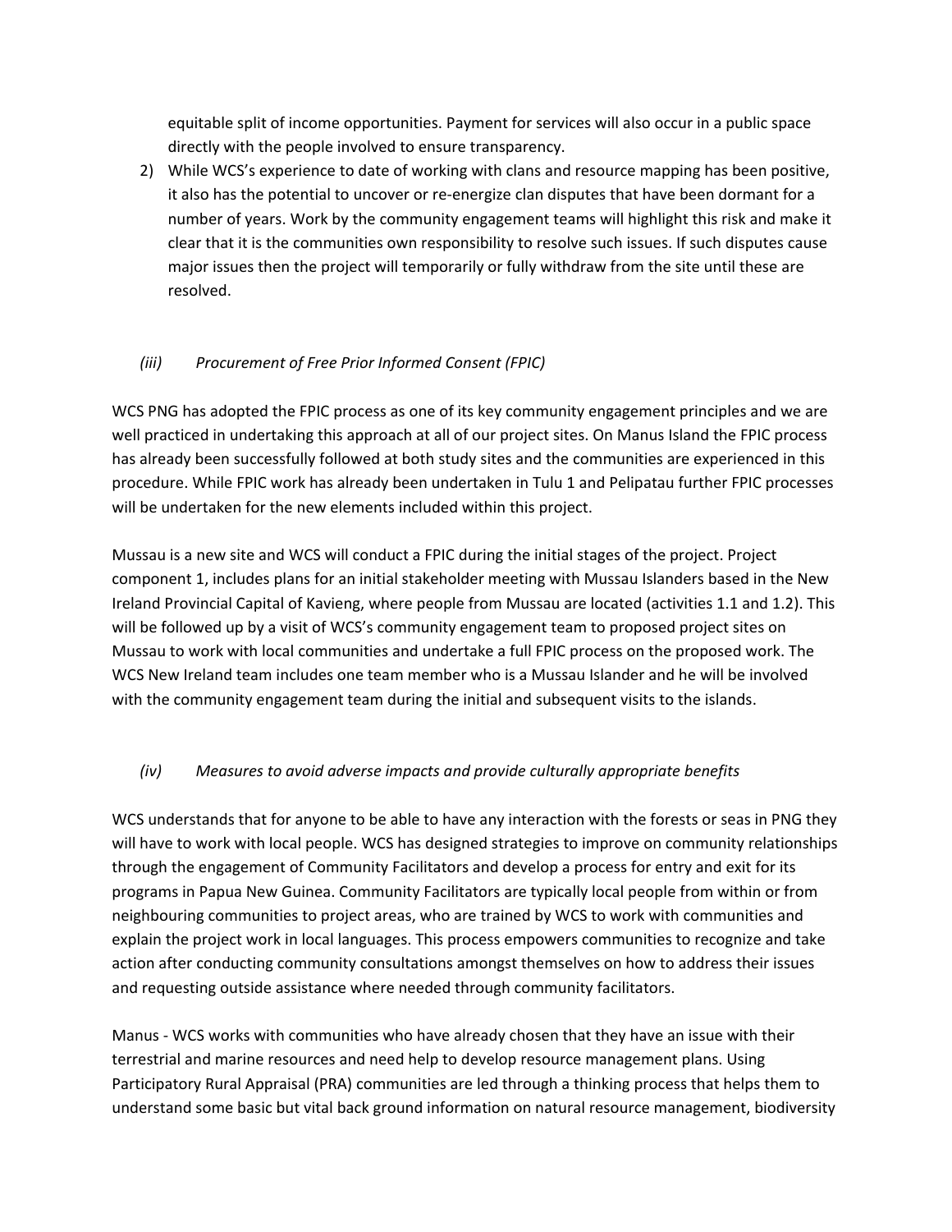equitable split of income opportunities. Payment for services will also occur in a public space directly with the people involved to ensure transparency.

2) While WCS's experience to date of working with clans and resource mapping has been positive, it also has the potential to uncover or re-energize clan disputes that have been dormant for a number of years. Work by the community engagement teams will highlight this risk and make it clear that it is the communities own responsibility to resolve such issues. If such disputes cause major issues then the project will temporarily or fully withdraw from the site until these are resolved.

### *(iii) Procurement of Free Prior Informed Consent (FPIC)*

WCS PNG has adopted the FPIC process as one of its key community engagement principles and we are well practiced in undertaking this approach at all of our project sites. On Manus Island the FPIC process has already been successfully followed at both study sites and the communities are experienced in this procedure. While FPIC work has already been undertaken in Tulu 1 and Pelipatau further FPIC processes will be undertaken for the new elements included within this project.

Mussau is a new site and WCS will conduct a FPIC during the initial stages of the project. Project component 1, includes plans for an initial stakeholder meeting with Mussau Islanders based in the New Ireland Provincial Capital of Kavieng, where people from Mussau are located (activities 1.1 and 1.2). This will be followed up by a visit of WCS's community engagement team to proposed project sites on Mussau to work with local communities and undertake a full FPIC process on the proposed work. The WCS New Ireland team includes one team member who is a Mussau Islander and he will be involved with the community engagement team during the initial and subsequent visits to the islands.

### *(iv) Measures to avoid adverse impacts and provide culturally appropriate benefits*

WCS understands that for anyone to be able to have any interaction with the forests or seas in PNG they will have to work with local people. WCS has designed strategies to improve on community relationships through the engagement of Community Facilitators and develop a process for entry and exit for its programs in Papua New Guinea. Community Facilitators are typically local people from within or from neighbouring communities to project areas, who are trained by WCS to work with communities and explain the project work in local languages. This process empowers communities to recognize and take action after conducting community consultations amongst themselves on how to address their issues and requesting outside assistance where needed through community facilitators.

Manus - WCS works with communities who have already chosen that they have an issue with their terrestrial and marine resources and need help to develop resource management plans. Using Participatory Rural Appraisal (PRA) communities are led through a thinking process that helps them to understand some basic but vital back ground information on natural resource management, biodiversity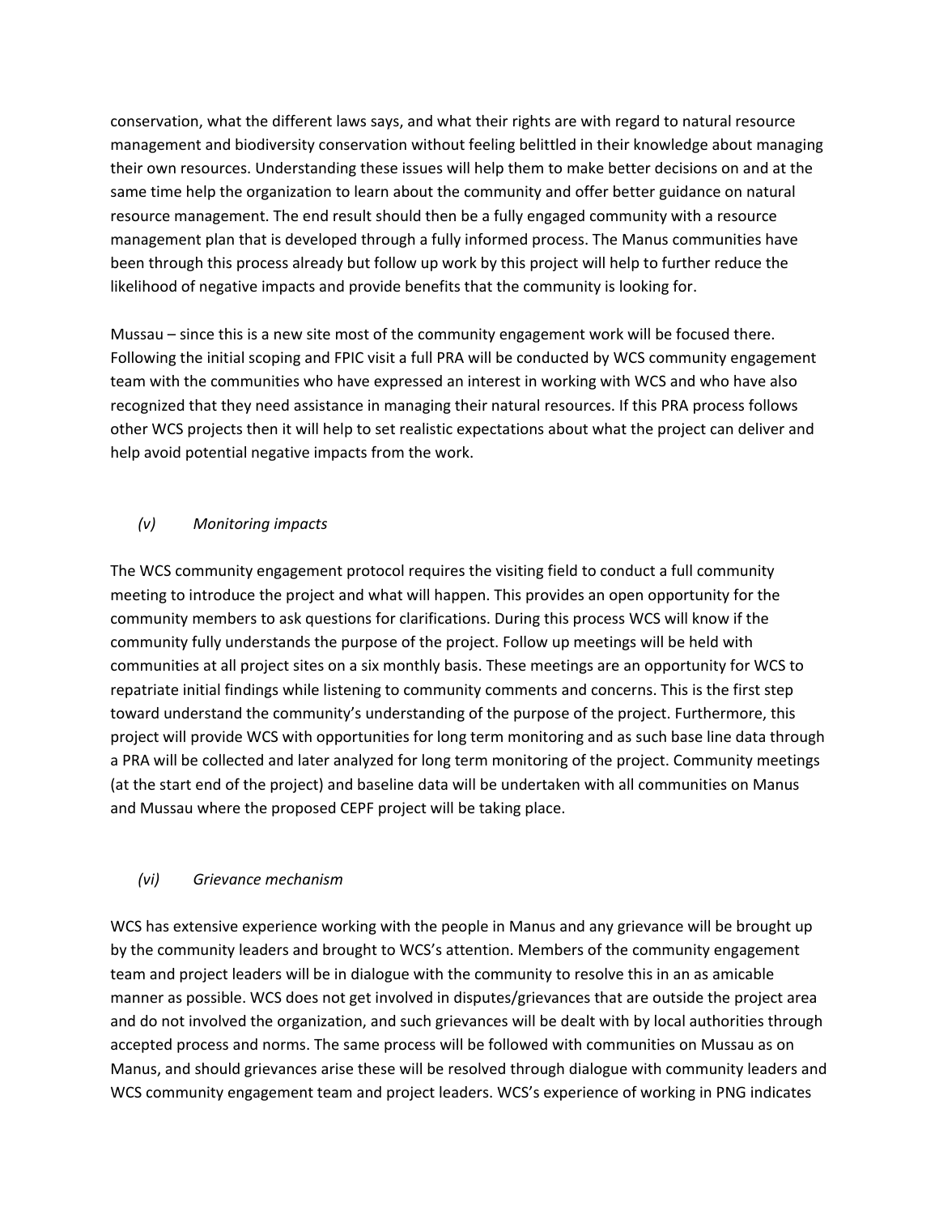conservation, what the different laws says, and what their rights are with regard to natural resource management and biodiversity conservation without feeling belittled in their knowledge about managing their own resources. Understanding these issues will help them to make better decisions on and at the same time help the organization to learn about the community and offer better guidance on natural resource management. The end result should then be a fully engaged community with a resource management plan that is developed through a fully informed process. The Manus communities have been through this process already but follow up work by this project will help to further reduce the likelihood of negative impacts and provide benefits that the community is looking for.

Mussau – since this is a new site most of the community engagement work will be focused there. Following the initial scoping and FPIC visit a full PRA will be conducted by WCS community engagement team with the communities who have expressed an interest in working with WCS and who have also recognized that they need assistance in managing their natural resources. If this PRA process follows other WCS projects then it will help to set realistic expectations about what the project can deliver and help avoid potential negative impacts from the work.

*(v) Monitoring impacts*

The WCS community engagement protocol requires the visiting field to conduct a full community meeting to introduce the project and what will happen. This provides an open opportunity for the community members to ask questions for clarifications. During this process WCS will know if the community fully understands the purpose of the project. Follow up meetings will be held with communities at all project sites on a six monthly basis. These meetings are an opportunity for WCS to repatriate initial findings while listening to community comments and concerns. This is the first step toward understand the community's understanding of the purpose of the project. Furthermore, this project will provide WCS with opportunities for long term monitoring and as such base line data through a PRA will be collected and later analyzed for long term monitoring of the project. Community meetings (at the start end of the project) and baseline data will be undertaken with all communities on Manus and Mussau where the proposed CEPF project will be taking place.

*(vi) Grievance mechanism*

WCS has extensive experience working with the people in Manus and any grievance will be brought up by the community leaders and brought to WCS's attention. Members of the community engagement team and project leaders will be in dialogue with the community to resolve this in an as amicable manner as possible. WCS does not get involved in disputes/grievances that are outside the project area and do not involved the organization, and such grievances will be dealt with by local authorities through accepted process and norms. The same process will be followed with communities on Mussau as on Manus, and should grievances arise these will be resolved through dialogue with community leaders and WCS community engagement team and project leaders. WCS's experience of working in PNG indicates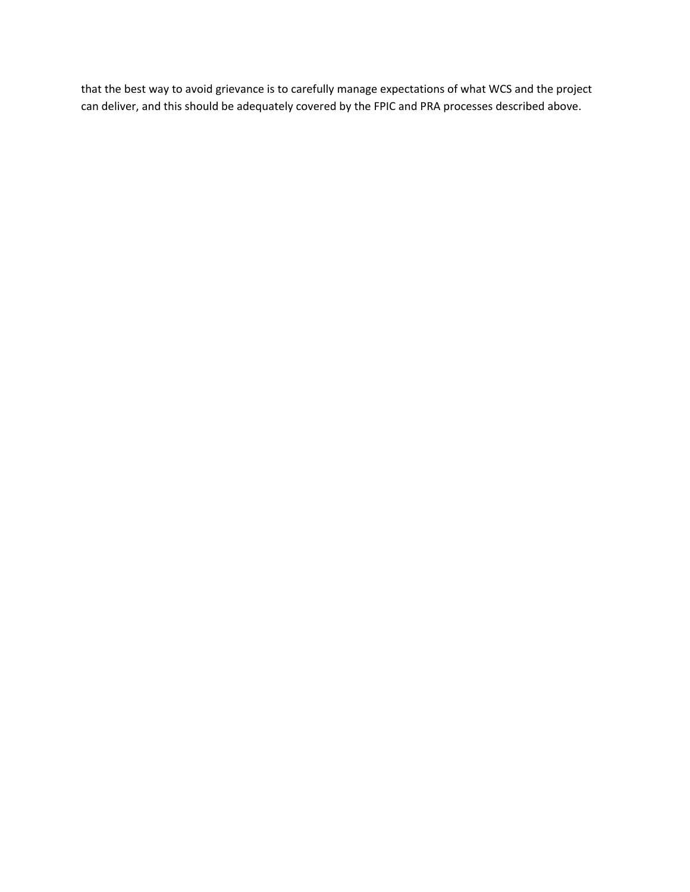that the best way to avoid grievance is to carefully manage expectations of what WCS and the project can deliver, and this should be adequately covered by the FPIC and PRA processes described above.